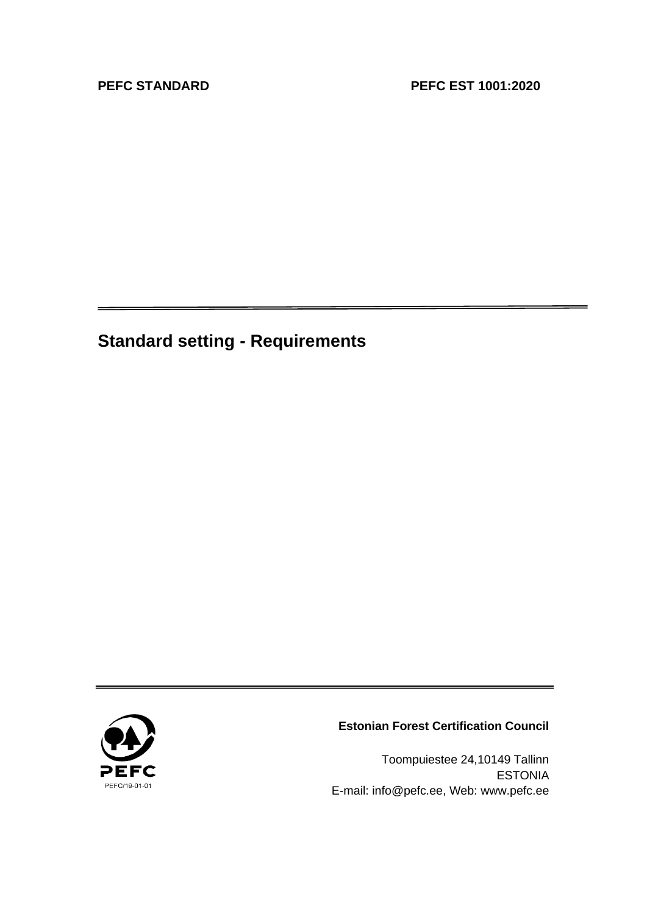**PEFC STANDARD** **PEFC EST 1001:2020**

---

# Standard setting - Requirements

---

PEFC

PEFC/19-01-01

**Estonian Forest Certification Council**

Toompuiestee 24,10149 Tallinn
ESTONIA
E-mail: info@pefc.ee, Web: www.pefc.ee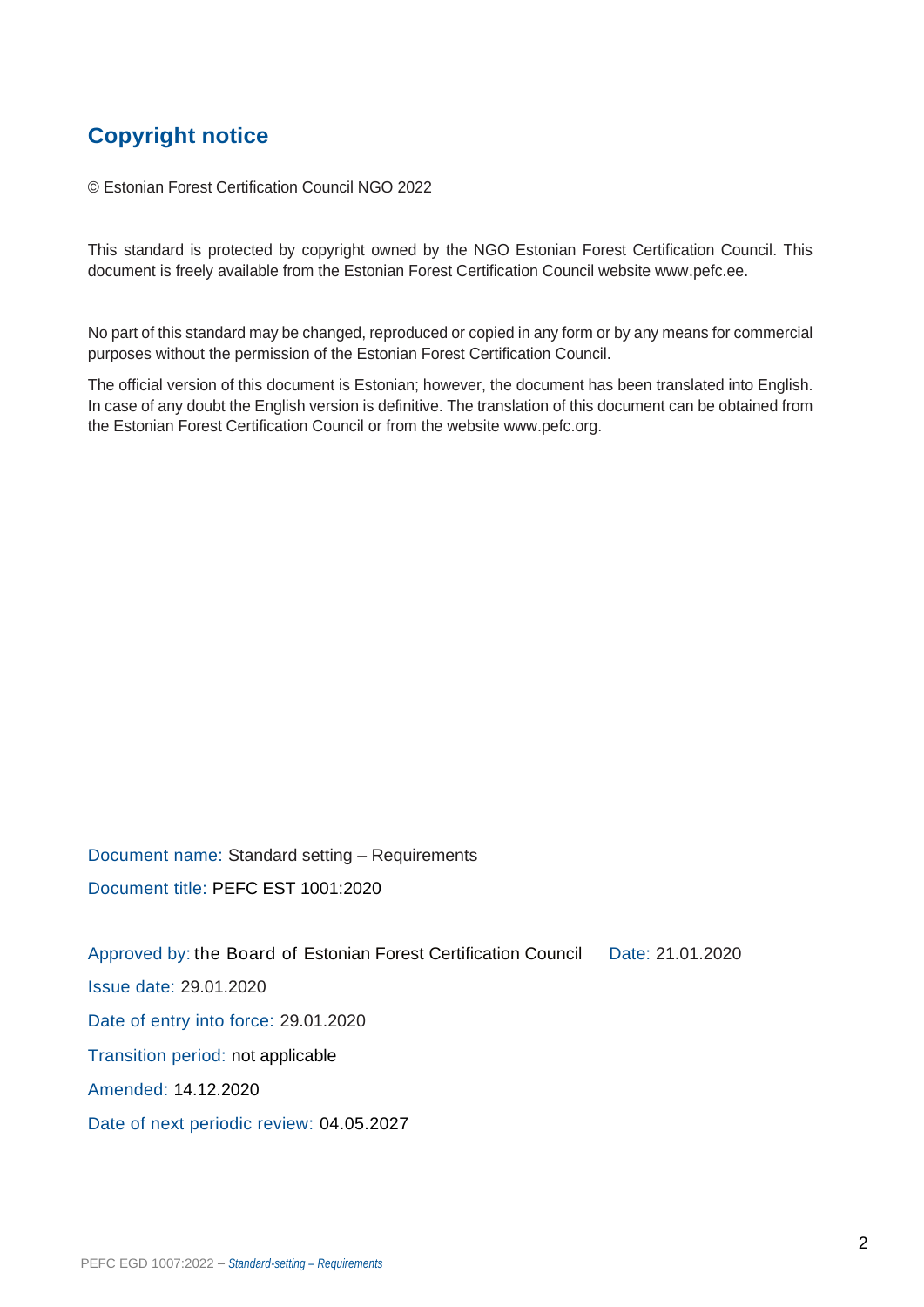## Copyright notice

© Estonian Forest Certification Council NGO 2022

This standard is protected by copyright owned by the NGO Estonian Forest Certification Council. This document is freely available from the Estonian Forest Certification Council website www.pefc.ee.

No part of this standard may be changed, reproduced or copied in any form or by any means for commercial purposes without the permission of the Estonian Forest Certification Council.

The official version of this document is Estonian; however, the document has been translated into English. In case of any doubt the English version is definitive. The translation of this document can be obtained from the Estonian Forest Certification Council or from the website www.pefc.org.

Document name: Standard setting – Requirements

Document title: PEFC EST 1001:2020

Approved by: the Board of Estonian Forest Certification Council Date: 21.01.2020

Issue date: 29.01.2020

Date of entry into force: 29.01.2020

Transition period: not applicable

Amended: 14.12.2020

Date of next periodic review: 04.05.2027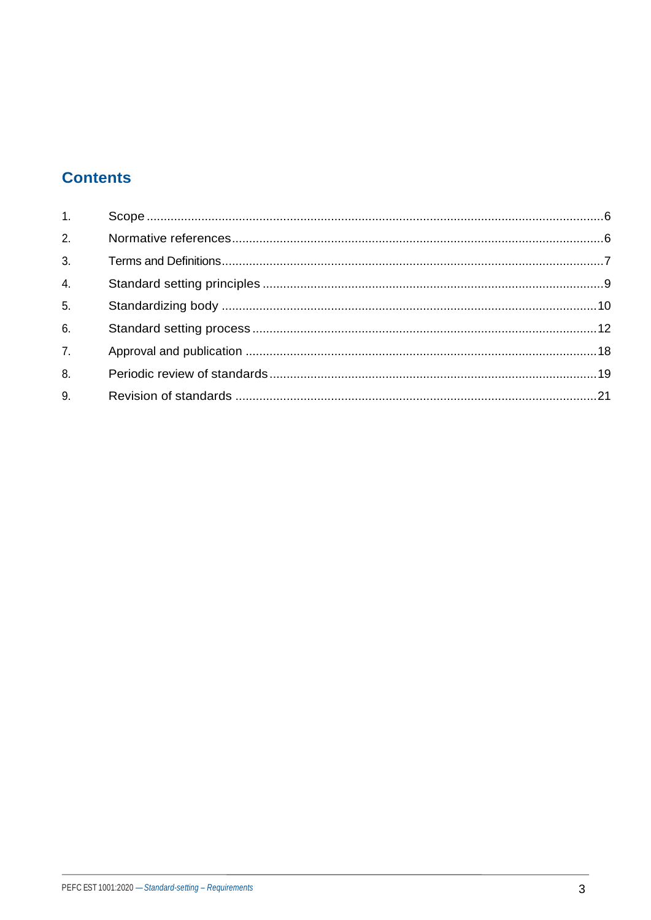## Contents

1. Scope ......................................................................................................................6
2. Normative references ...........................................................................................6
3. Terms and Definitions ..........................................................................................7
4. Standard setting principles ...................................................................................9
5. Standardizing body ..............................................................................................10
6. Standard setting process .....................................................................................12
7. Approval and publication ......................................................................................18
8. Periodic review of standards ................................................................................19
9. Revision of standards ...........................................................................................21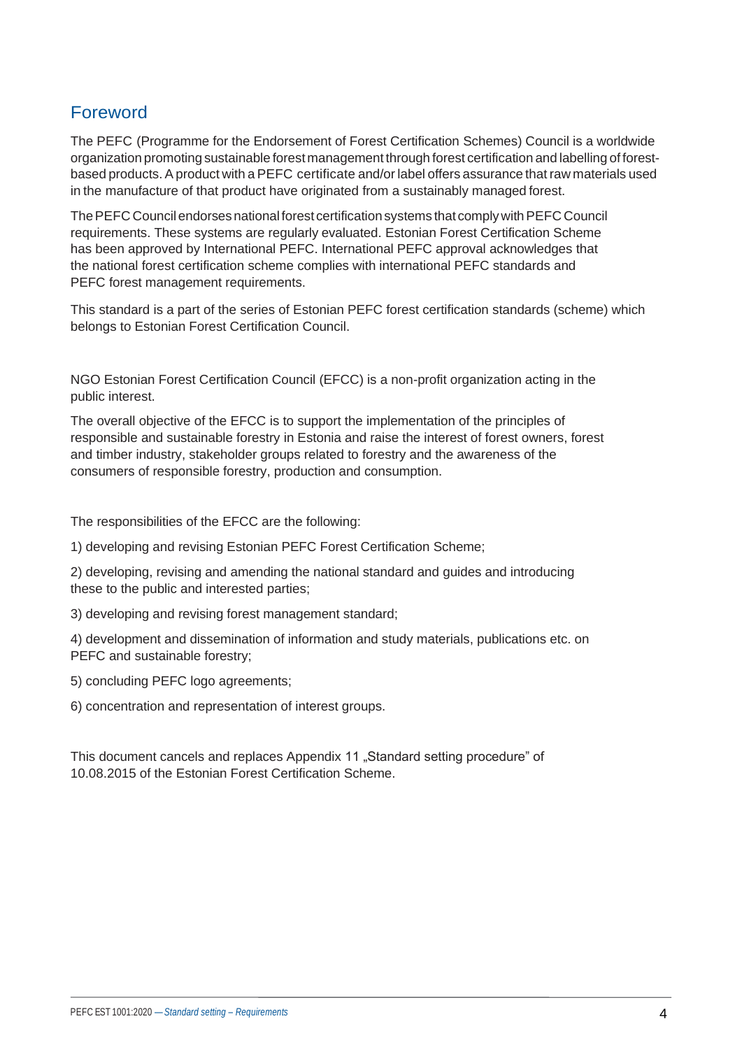## Foreword

The PEFC (Programme for the Endorsement of Forest Certification Schemes) Council is a worldwide organization promoting sustainable forest management through forest certification and labelling of forest-based products. A product with a PEFC certificate and/or label offers assurance that raw materials used in the manufacture of that product have originated from a sustainably managed forest.

The PEFC Council endorses national forest certification systems that comply with PEFC Council requirements. These systems are regularly evaluated. Estonian Forest Certification Scheme has been approved by International PEFC. International PEFC approval acknowledges that the national forest certification scheme complies with international PEFC standards and PEFC forest management requirements.

This standard is a part of the series of Estonian PEFC forest certification standards (scheme) which belongs to Estonian Forest Certification Council.

NGO Estonian Forest Certification Council (EFCC) is a non-profit organization acting in the public interest.

The overall objective of the EFCC is to support the implementation of the principles of responsible and sustainable forestry in Estonia and raise the interest of forest owners, forest and timber industry, stakeholder groups related to forestry and the awareness of the consumers of responsible forestry, production and consumption.

The responsibilities of the EFCC are the following:

1) developing and revising Estonian PEFC Forest Certification Scheme;

2) developing, revising and amending the national standard and guides and introducing these to the public and interested parties;

3) developing and revising forest management standard;

4) development and dissemination of information and study materials, publications etc. on PEFC and sustainable forestry;

5) concluding PEFC logo agreements;

6) concentration and representation of interest groups.

This document cancels and replaces Appendix 11 „Standard setting procedure" of 10.08.2015 of the Estonian Forest Certification Scheme.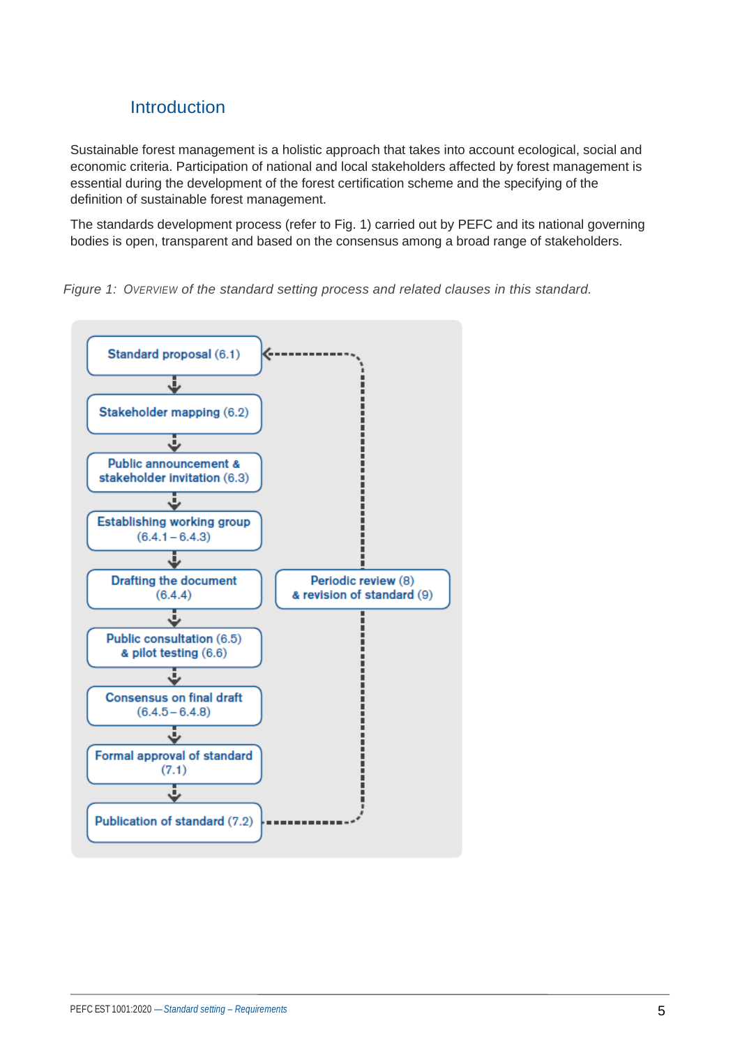## Introduction

Sustainable forest management is a holistic approach that takes into account ecological, social and economic criteria. Participation of national and local stakeholders affected by forest management is essential during the development of the forest certification scheme and the specifying of the definition of sustainable forest management.

The standards development process (refer to Fig. 1) carried out by PEFC and its national governing bodies is open, transparent and based on the consensus among a broad range of stakeholders.

*Figure 1: Overview of the standard setting process and related clauses in this standard.*

- Standard proposal (6.1)
- Stakeholder mapping (6.2)
- Public announcement & stakeholder invitation (6.3)
- Establishing working group (6.4.1 – 6.4.3)
- Drafting the document (6.4.4)
- Public consultation (6.5) & pilot testing (6.6)
- Consensus on final draft (6.4.5 – 6.4.8)
- Formal approval of standard (7.1)
- Publication of standard (7.2)
- Periodic review (8) & revision of standard (9)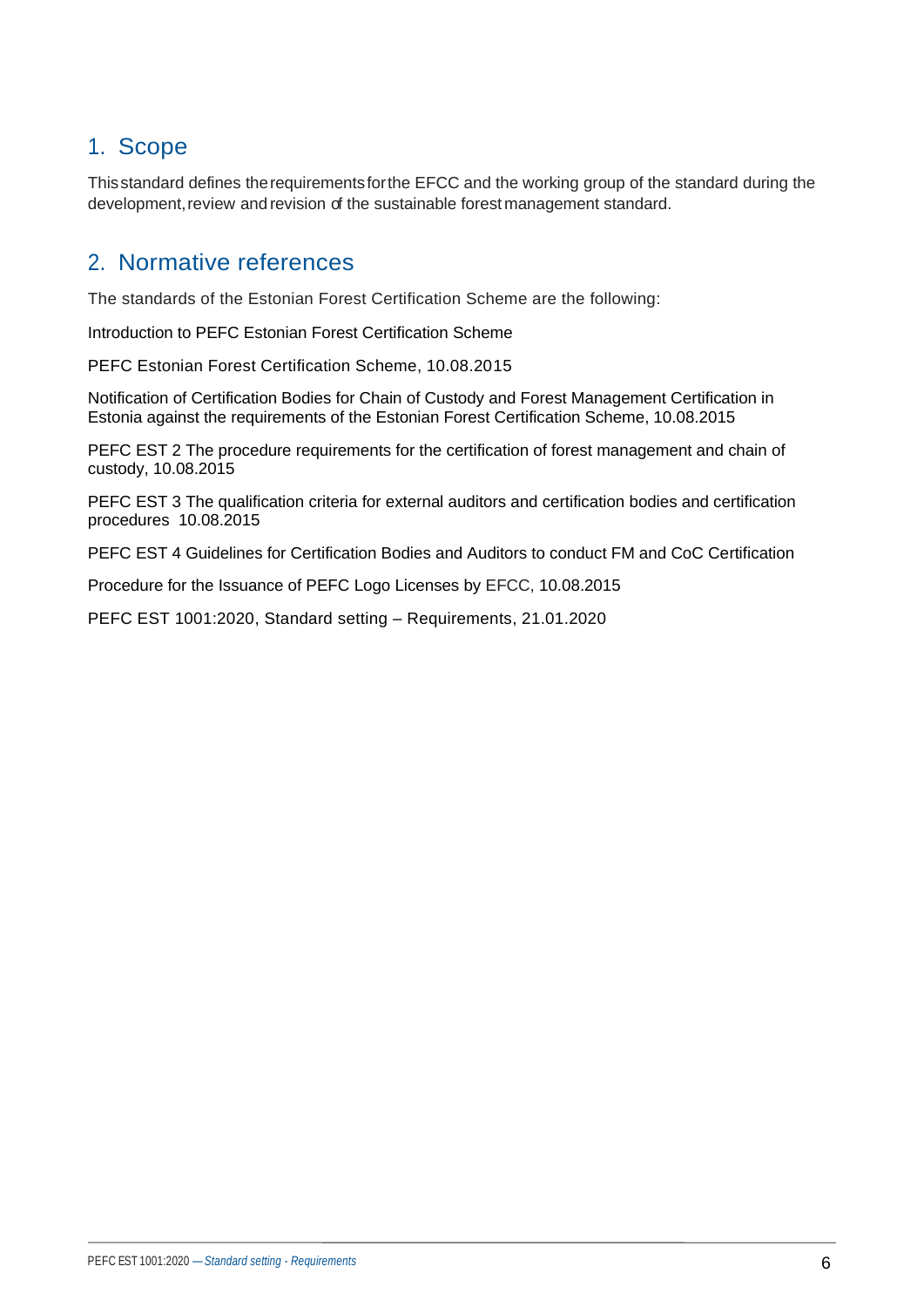## 1. Scope

This standard defines the requirements for the EFCC and the working group of the standard during the development, review and revision of the sustainable forest management standard.

## 2. Normative references

The standards of the Estonian Forest Certification Scheme are the following:

Introduction to PEFC Estonian Forest Certification Scheme

PEFC Estonian Forest Certification Scheme, 10.08.2015

Notification of Certification Bodies for Chain of Custody and Forest Management Certification in Estonia against the requirements of the Estonian Forest Certification Scheme, 10.08.2015

PEFC EST 2 The procedure requirements for the certification of forest management and chain of custody, 10.08.2015

PEFC EST 3 The qualification criteria for external auditors and certification bodies and certification procedures 10.08.2015

PEFC EST 4 Guidelines for Certification Bodies and Auditors to conduct FM and CoC Certification

Procedure for the Issuance of PEFC Logo Licenses by EFCC, 10.08.2015

PEFC EST 1001:2020, Standard setting – Requirements, 21.01.2020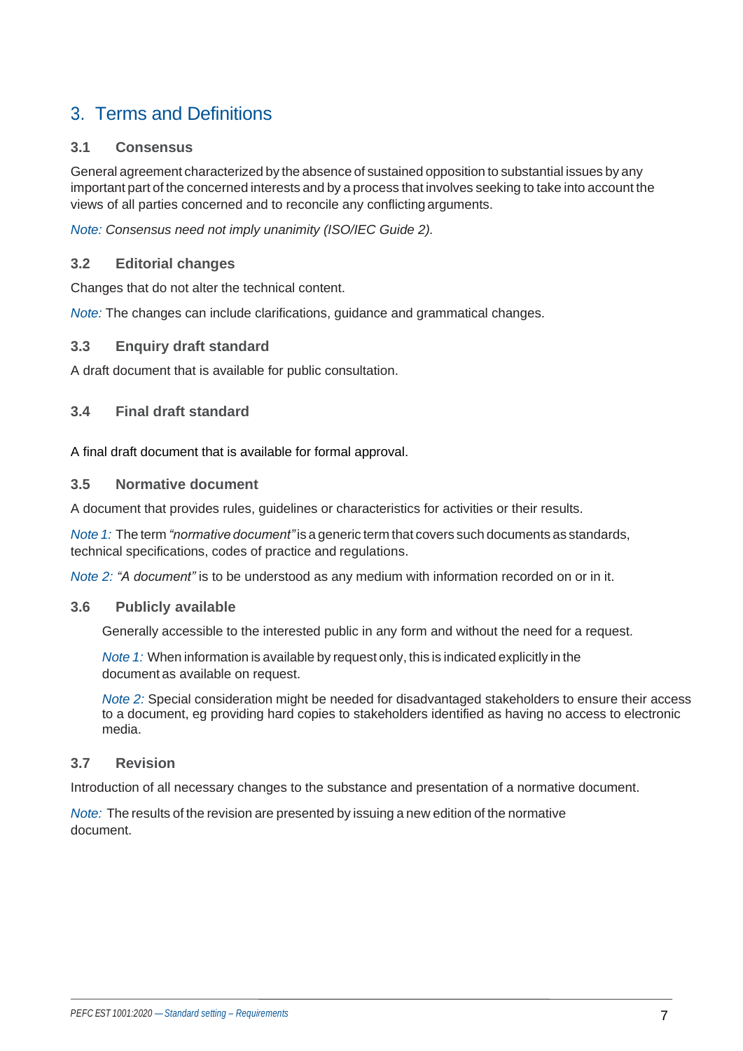# 3. Terms and Definitions

## 3.1 Consensus

General agreement characterized by the absence of sustained opposition to substantial issues by any important part of the concerned interests and by a process that involves seeking to take into account the views of all parties concerned and to reconcile any conflicting arguments.

*Note: Consensus need not imply unanimity (ISO/IEC Guide 2).*

## 3.2 Editorial changes

Changes that do not alter the technical content.

*Note:* The changes can include clarifications, guidance and grammatical changes.

## 3.3 Enquiry draft standard

A draft document that is available for public consultation.

## 3.4 Final draft standard

A final draft document that is available for formal approval.

## 3.5 Normative document

A document that provides rules, guidelines or characteristics for activities or their results.

*Note 1:* The term *"normative document"* is a generic term that covers such documents as standards, technical specifications, codes of practice and regulations.

*Note 2: "A document"* is to be understood as any medium with information recorded on or in it.

## 3.6 Publicly available

Generally accessible to the interested public in any form and without the need for a request.

*Note 1:* When information is available by request only, this is indicated explicitly in the document as available on request.

*Note 2:* Special consideration might be needed for disadvantaged stakeholders to ensure their access to a document, eg providing hard copies to stakeholders identified as having no access to electronic media.

## 3.7 Revision

Introduction of all necessary changes to the substance and presentation of a normative document.

*Note:* The results of the revision are presented by issuing a new edition of the normative document.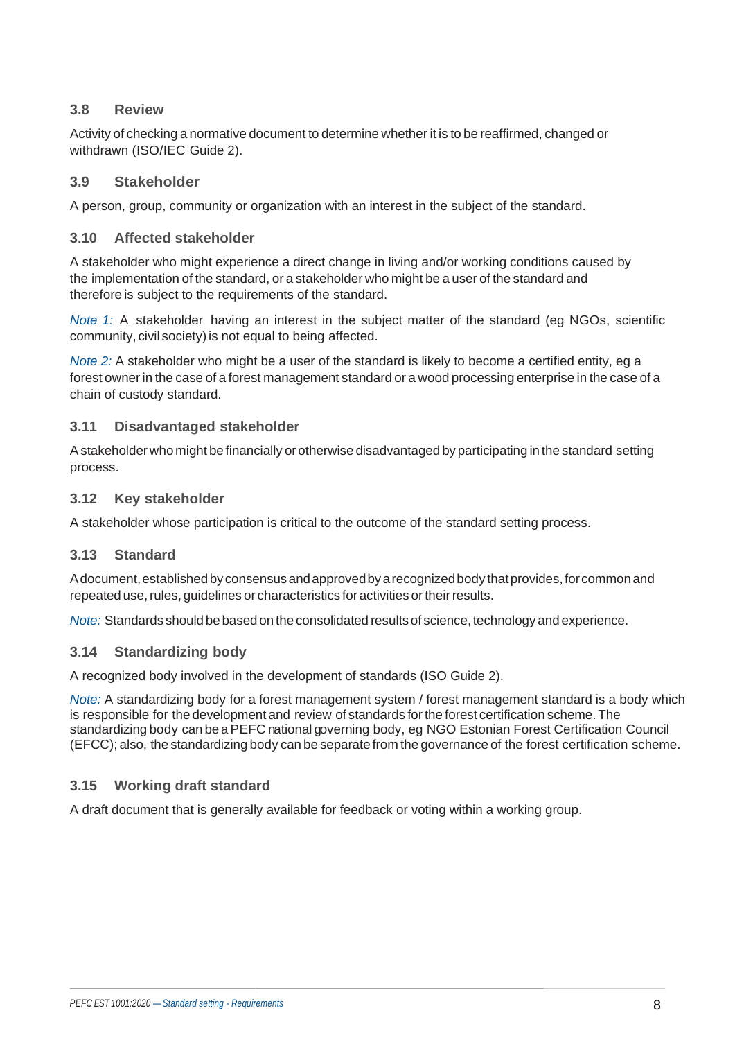### 3.8 Review

Activity of checking a normative document to determine whether it is to be reaffirmed, changed or withdrawn (ISO/IEC Guide 2).

### 3.9 Stakeholder

A person, group, community or organization with an interest in the subject of the standard.

### 3.10 Affected stakeholder

A stakeholder who might experience a direct change in living and/or working conditions caused by the implementation of the standard, or a stakeholder who might be a user of the standard and therefore is subject to the requirements of the standard.

*Note 1:* A stakeholder having an interest in the subject matter of the standard (eg NGOs, scientific community, civil society) is not equal to being affected.

*Note 2:* A stakeholder who might be a user of the standard is likely to become a certified entity, eg a forest owner in the case of a forest management standard or a wood processing enterprise in the case of a chain of custody standard.

### 3.11 Disadvantaged stakeholder

A stakeholder who might be financially or otherwise disadvantaged by participating in the standard setting process.

### 3.12 Key stakeholder

A stakeholder whose participation is critical to the outcome of the standard setting process.

### 3.13 Standard

A document, established by consensus and approved by a recognized body that provides, for common and repeated use, rules, guidelines or characteristics for activities or their results.

*Note:* Standards should be based on the consolidated results of science, technology and experience.

### 3.14 Standardizing body

A recognized body involved in the development of standards (ISO Guide 2).

*Note:* A standardizing body for a forest management system / forest management standard is a body which is responsible for the development and review of standards for the forest certification scheme. The standardizing body can be a PEFC national governing body, eg NGO Estonian Forest Certification Council (EFCC); also, the standardizing body can be separate from the governance of the forest certification scheme.

### 3.15 Working draft standard

A draft document that is generally available for feedback or voting within a working group.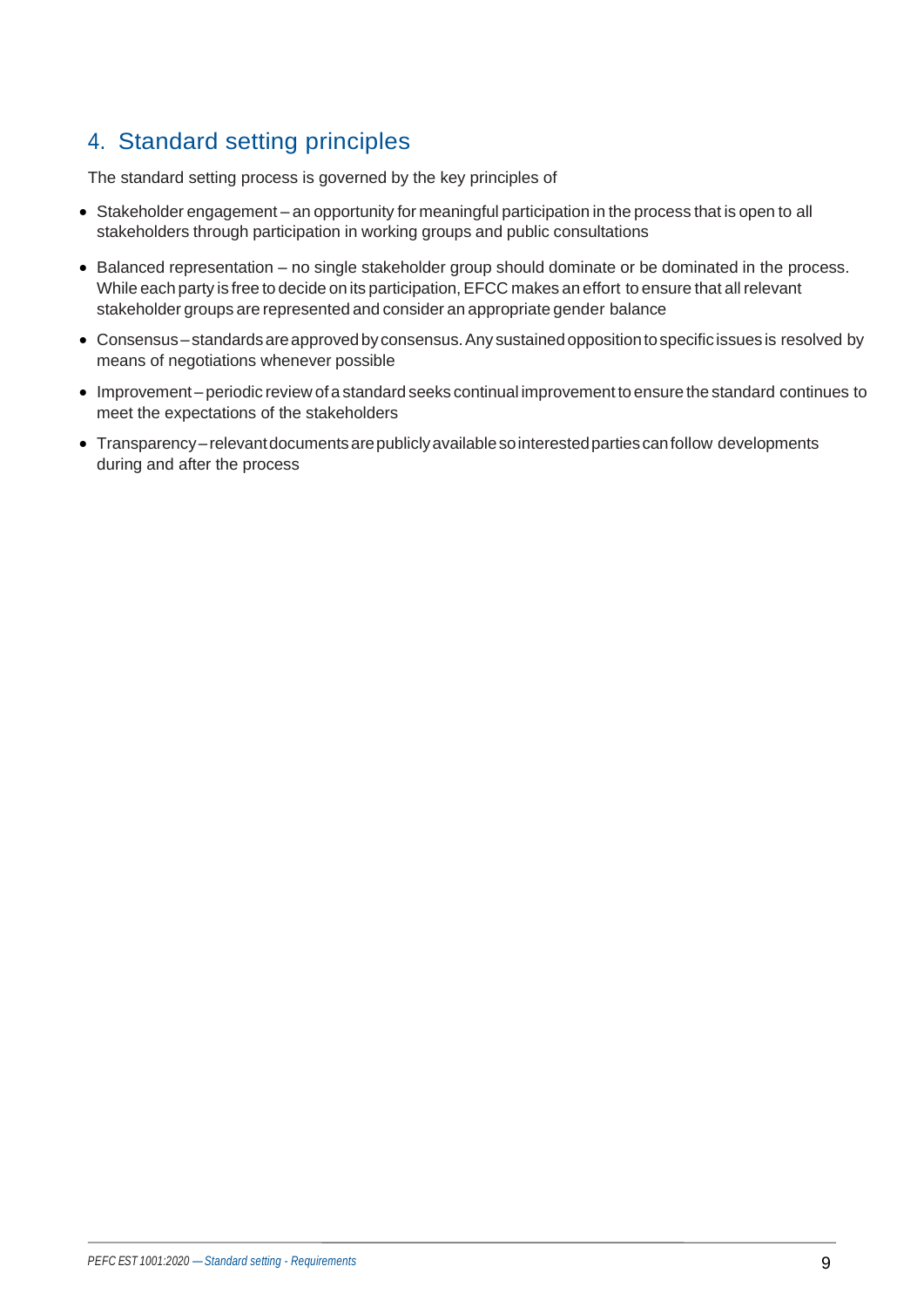# 4. Standard setting principles

The standard setting process is governed by the key principles of

- Stakeholder engagement – an opportunity for meaningful participation in the process that is open to all stakeholders through participation in working groups and public consultations
- Balanced representation – no single stakeholder group should dominate or be dominated in the process. While each party is free to decide on its participation, EFCC makes an effort to ensure that all relevant stakeholder groups are represented and consider an appropriate gender balance
- Consensus – standards are approved by consensus. Any sustained opposition to specific issues is resolved by means of negotiations whenever possible
- Improvement – periodic review of a standard seeks continual improvement to ensure the standard continues to meet the expectations of the stakeholders
- Transparency – relevant documents are publicly available so interested parties can follow developments during and after the process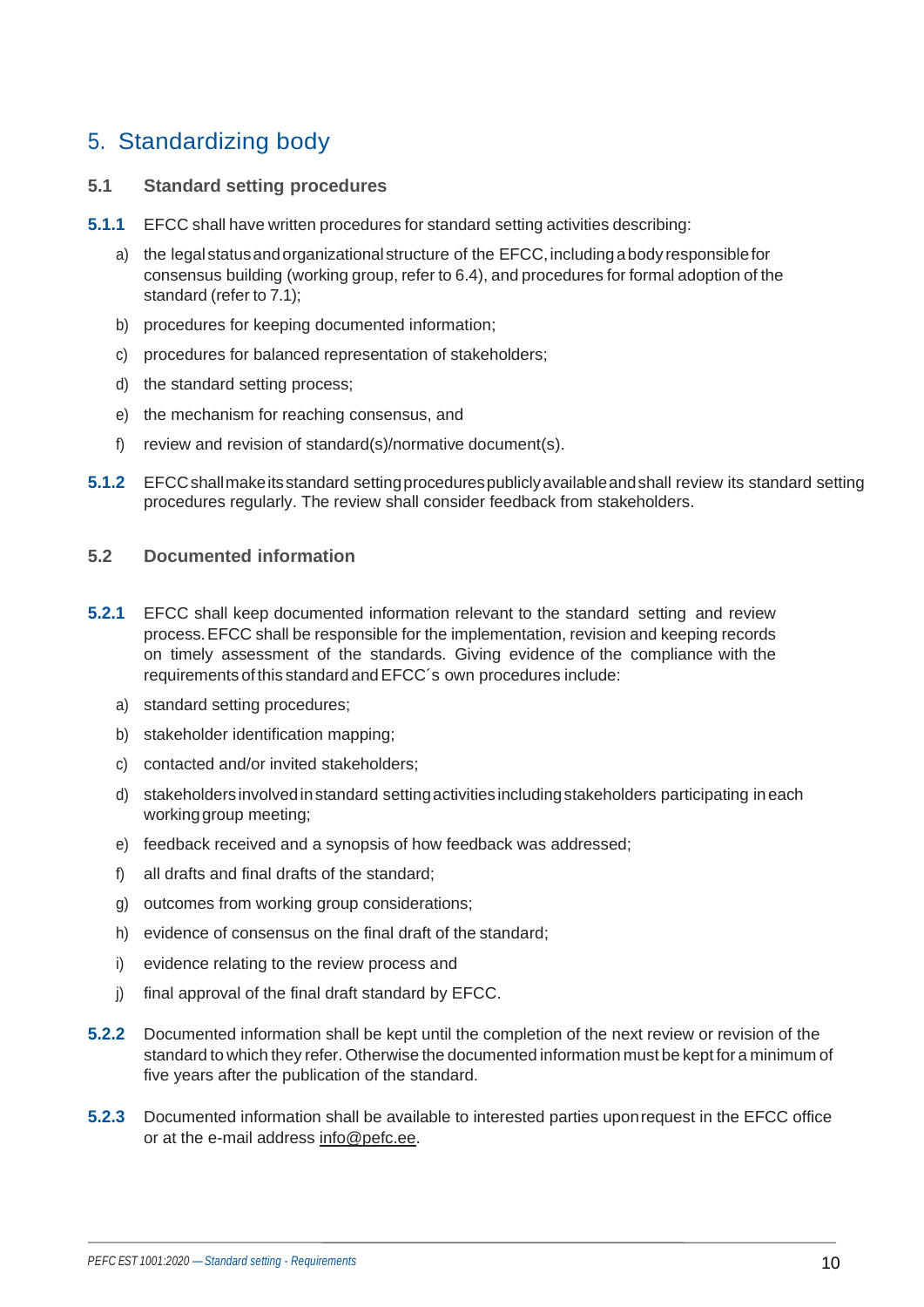# 5. Standardizing body

## 5.1 Standard setting procedures

**5.1.1** EFCC shall have written procedures for standard setting activities describing:

a) the legal status and organizational structure of the EFCC, including a body responsible for consensus building (working group, refer to 6.4), and procedures for formal adoption of the standard (refer to 7.1);

b) procedures for keeping documented information;

c) procedures for balanced representation of stakeholders;

d) the standard setting process;

e) the mechanism for reaching consensus, and

f) review and revision of standard(s)/normative document(s).

**5.1.2** EFCC shall make its standard setting procedures publicly available and shall review its standard setting procedures regularly. The review shall consider feedback from stakeholders.

## 5.2 Documented information

**5.2.1** EFCC shall keep documented information relevant to the standard setting and review process. EFCC shall be responsible for the implementation, revision and keeping records on timely assessment of the standards. Giving evidence of the compliance with the requirements of this standard and EFCC´s own procedures include:

a) standard setting procedures;

b) stakeholder identification mapping;

c) contacted and/or invited stakeholders;

d) stakeholders involved in standard setting activities including stakeholders participating in each working group meeting;

e) feedback received and a synopsis of how feedback was addressed;

f) all drafts and final drafts of the standard;

g) outcomes from working group considerations;

h) evidence of consensus on the final draft of the standard;

i) evidence relating to the review process and

j) final approval of the final draft standard by EFCC.

**5.2.2** Documented information shall be kept until the completion of the next review or revision of the standard to which they refer. Otherwise the documented information must be kept for a minimum of five years after the publication of the standard.

**5.2.3** Documented information shall be available to interested parties upon request in the EFCC office or at the e-mail address info@pefc.ee.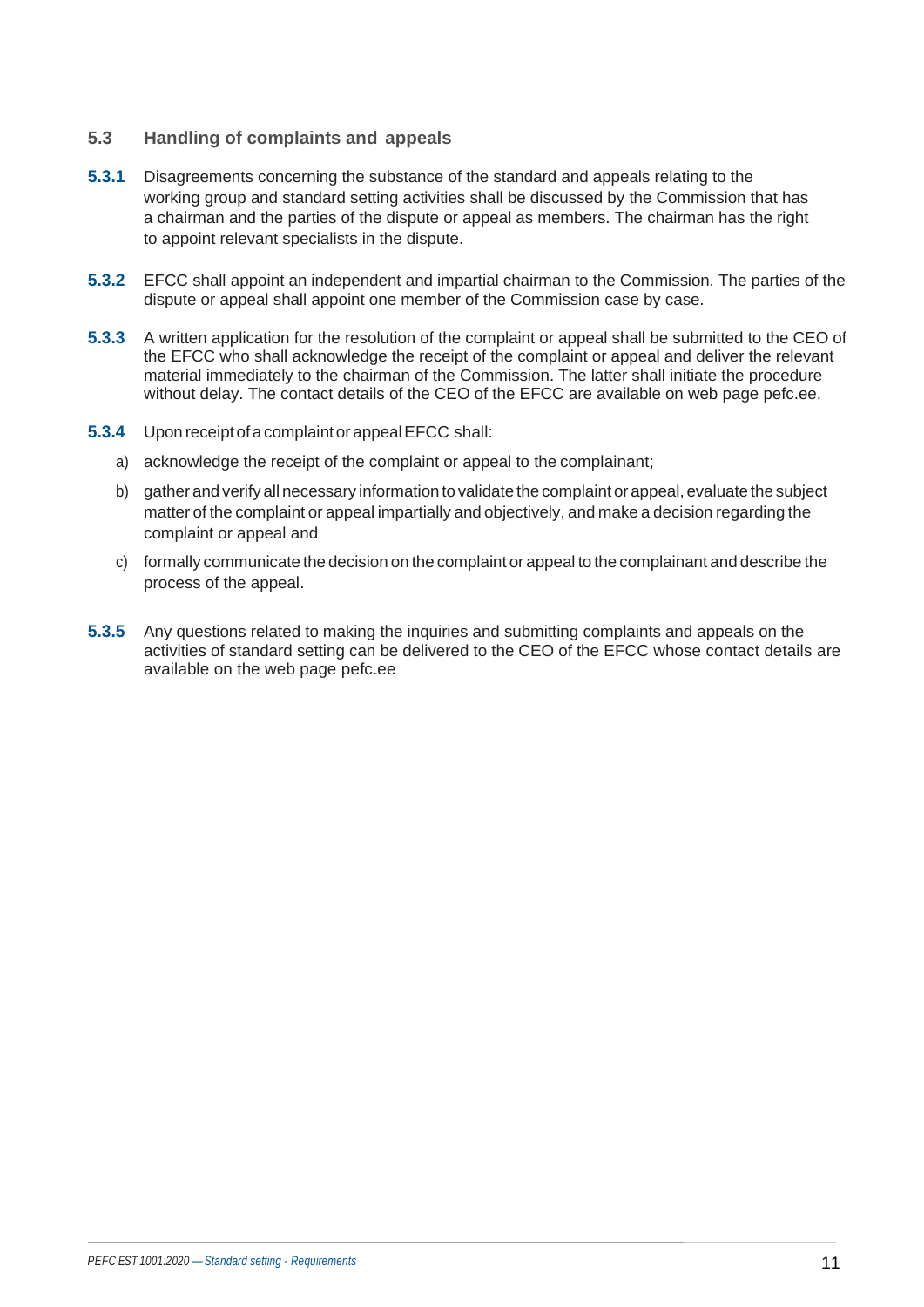### 5.3 Handling of complaints and appeals

**5.3.1** Disagreements concerning the substance of the standard and appeals relating to the working group and standard setting activities shall be discussed by the Commission that has a chairman and the parties of the dispute or appeal as members. The chairman has the right to appoint relevant specialists in the dispute.

**5.3.2** EFCC shall appoint an independent and impartial chairman to the Commission. The parties of the dispute or appeal shall appoint one member of the Commission case by case.

**5.3.3** A written application for the resolution of the complaint or appeal shall be submitted to the CEO of the EFCC who shall acknowledge the receipt of the complaint or appeal and deliver the relevant material immediately to the chairman of the Commission. The latter shall initiate the procedure without delay. The contact details of the CEO of the EFCC are available on web page pefc.ee.

**5.3.4** Upon receipt of a complaint or appeal EFCC shall:

a) acknowledge the receipt of the complaint or appeal to the complainant;

b) gather and verify all necessary information to validate the complaint or appeal, evaluate the subject matter of the complaint or appeal impartially and objectively, and make a decision regarding the complaint or appeal and

c) formally communicate the decision on the complaint or appeal to the complainant and describe the process of the appeal.

**5.3.5** Any questions related to making the inquiries and submitting complaints and appeals on the activities of standard setting can be delivered to the CEO of the EFCC whose contact details are available on the web page pefc.ee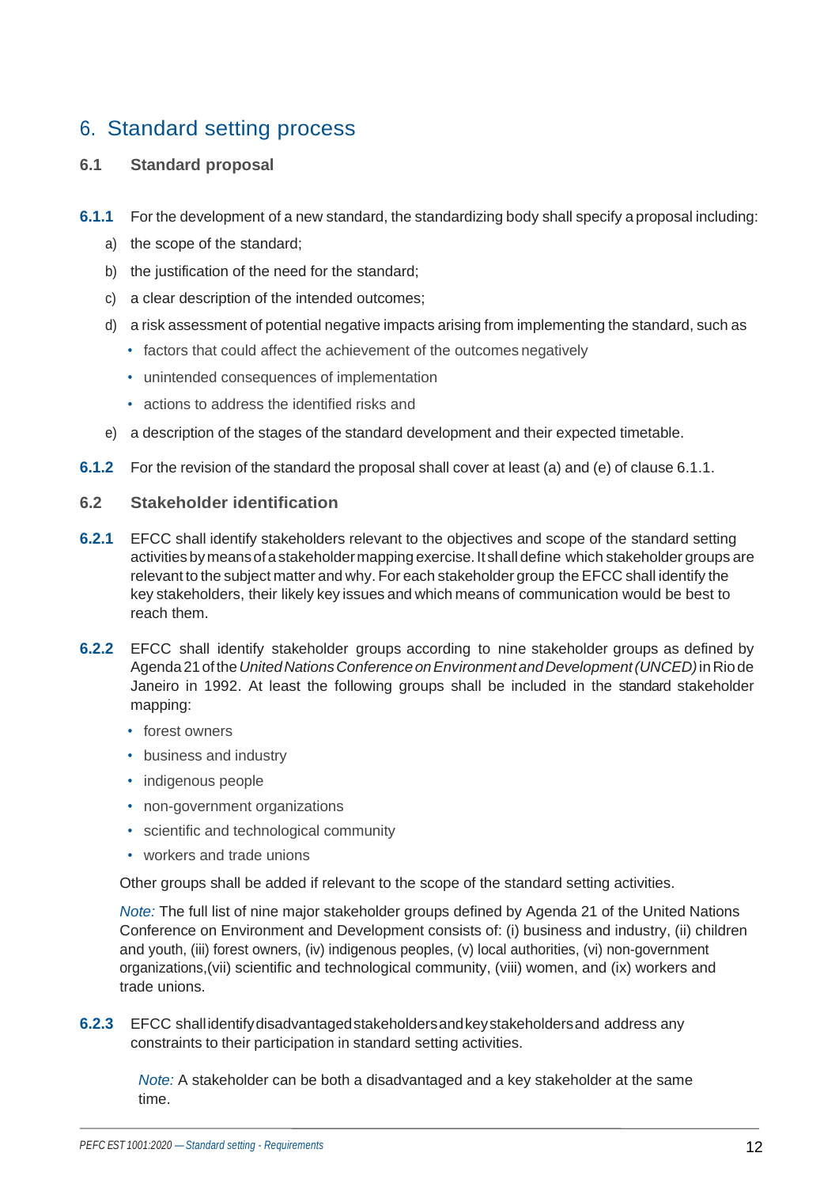# 6. Standard setting process

## 6.1 Standard proposal

**6.1.1** For the development of a new standard, the standardizing body shall specify a proposal including:

a) the scope of the standard;

b) the justification of the need for the standard;

c) a clear description of the intended outcomes;

d) a risk assessment of potential negative impacts arising from implementing the standard, such as
   - factors that could affect the achievement of the outcomes negatively
   - unintended consequences of implementation
   - actions to address the identified risks and

e) a description of the stages of the standard development and their expected timetable.

**6.1.2** For the revision of the standard the proposal shall cover at least (a) and (e) of clause 6.1.1.

## 6.2 Stakeholder identification

**6.2.1** EFCC shall identify stakeholders relevant to the objectives and scope of the standard setting activities by means of a stakeholder mapping exercise. It shall define which stakeholder groups are relevant to the subject matter and why. For each stakeholder group the EFCC shall identify the key stakeholders, their likely key issues and which means of communication would be best to reach them.

**6.2.2** EFCC shall identify stakeholder groups according to nine stakeholder groups as defined by Agenda 21 of the *United Nations Conference on Environment and Development (UNCED)* in Rio de Janeiro in 1992. At least the following groups shall be included in the standard stakeholder mapping:

- forest owners
- business and industry
- indigenous people
- non-government organizations
- scientific and technological community
- workers and trade unions

Other groups shall be added if relevant to the scope of the standard setting activities.

*Note:* The full list of nine major stakeholder groups defined by Agenda 21 of the United Nations Conference on Environment and Development consists of: (i) business and industry, (ii) children and youth, (iii) forest owners, (iv) indigenous peoples, (v) local authorities, (vi) non-government organizations,(vii) scientific and technological community, (viii) women, and (ix) workers and trade unions.

**6.2.3** EFCC shall identify disadvantaged stakeholders and key stakeholders and address any constraints to their participation in standard setting activities.

*Note:* A stakeholder can be both a disadvantaged and a key stakeholder at the same time.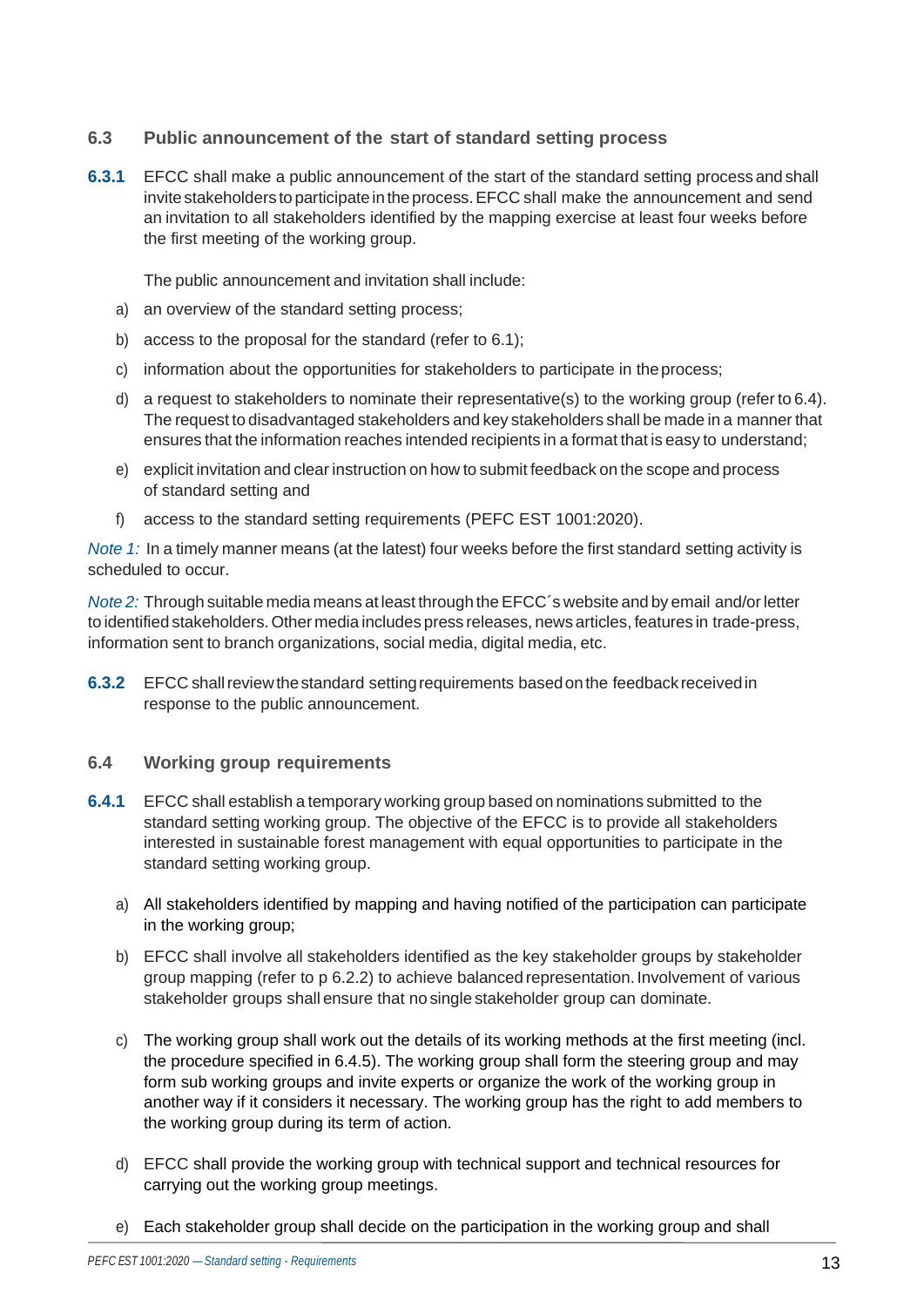### 6.3 Public announcement of the start of standard setting process

**6.3.1** EFCC shall make a public announcement of the start of the standard setting process and shall invite stakeholders to participate in the process. EFCC shall make the announcement and send an invitation to all stakeholders identified by the mapping exercise at least four weeks before the first meeting of the working group.

The public announcement and invitation shall include:

a) an overview of the standard setting process;

b) access to the proposal for the standard (refer to 6.1);

c) information about the opportunities for stakeholders to participate in the process;

d) a request to stakeholders to nominate their representative(s) to the working group (refer to 6.4). The request to disadvantaged stakeholders and key stakeholders shall be made in a manner that ensures that the information reaches intended recipients in a format that is easy to understand;

e) explicit invitation and clear instruction on how to submit feedback on the scope and process of standard setting and

f) access to the standard setting requirements (PEFC EST 1001:2020).

*Note 1:* In a timely manner means (at the latest) four weeks before the first standard setting activity is scheduled to occur.

*Note 2:* Through suitable media means at least through the EFCC´s website and by email and/or letter to identified stakeholders. Other media includes press releases, news articles, features in trade-press, information sent to branch organizations, social media, digital media, etc.

**6.3.2** EFCC shall review the standard setting requirements based on the feedback received in response to the public announcement.

### 6.4 Working group requirements

**6.4.1** EFCC shall establish a temporary working group based on nominations submitted to the standard setting working group. The objective of the EFCC is to provide all stakeholders interested in sustainable forest management with equal opportunities to participate in the standard setting working group.

a) All stakeholders identified by mapping and having notified of the participation can participate in the working group;

b) EFCC shall involve all stakeholders identified as the key stakeholder groups by stakeholder group mapping (refer to p 6.2.2) to achieve balanced representation. Involvement of various stakeholder groups shall ensure that no single stakeholder group can dominate.

c) The working group shall work out the details of its working methods at the first meeting (incl. the procedure specified in 6.4.5). The working group shall form the steering group and may form sub working groups and invite experts or organize the work of the working group in another way if it considers it necessary. The working group has the right to add members to the working group during its term of action.

d) EFCC shall provide the working group with technical support and technical resources for carrying out the working group meetings.

e) Each stakeholder group shall decide on the participation in the working group and shall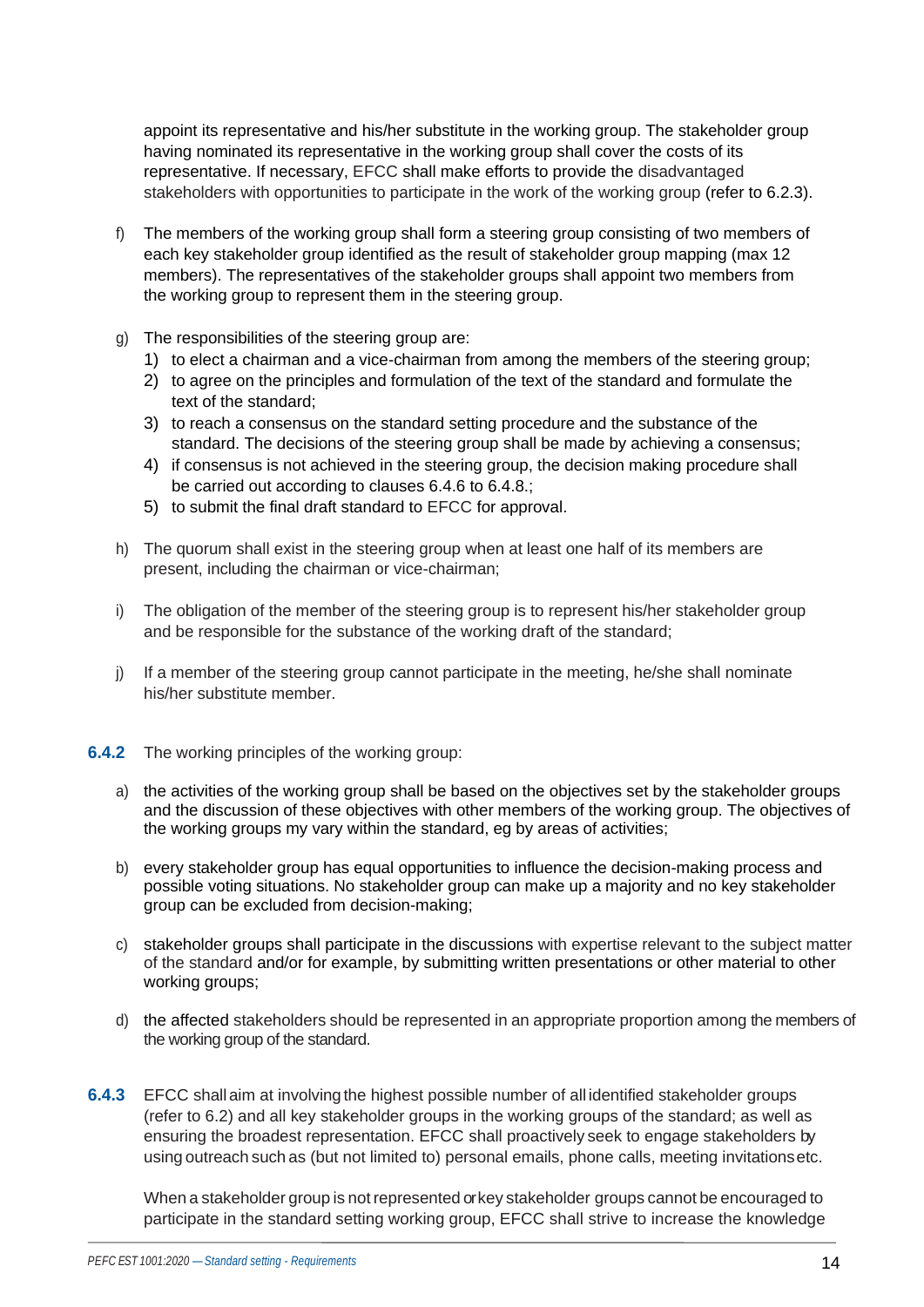appoint its representative and his/her substitute in the working group. The stakeholder group having nominated its representative in the working group shall cover the costs of its representative. If necessary, EFCC shall make efforts to provide the disadvantaged stakeholders with opportunities to participate in the work of the working group (refer to 6.2.3).

f) The members of the working group shall form a steering group consisting of two members of each key stakeholder group identified as the result of stakeholder group mapping (max 12 members). The representatives of the stakeholder groups shall appoint two members from the working group to represent them in the steering group.

g) The responsibilities of the steering group are:
   1) to elect a chairman and a vice-chairman from among the members of the steering group;
   2) to agree on the principles and formulation of the text of the standard and formulate the text of the standard;
   3) to reach a consensus on the standard setting procedure and the substance of the standard. The decisions of the steering group shall be made by achieving a consensus;
   4) if consensus is not achieved in the steering group, the decision making procedure shall be carried out according to clauses 6.4.6 to 6.4.8.;
   5) to submit the final draft standard to EFCC for approval.

h) The quorum shall exist in the steering group when at least one half of its members are present, including the chairman or vice-chairman;

i) The obligation of the member of the steering group is to represent his/her stakeholder group and be responsible for the substance of the working draft of the standard;

j) If a member of the steering group cannot participate in the meeting, he/she shall nominate his/her substitute member.

**6.4.2** The working principles of the working group:

a) the activities of the working group shall be based on the objectives set by the stakeholder groups and the discussion of these objectives with other members of the working group. The objectives of the working groups my vary within the standard, eg by areas of activities;

b) every stakeholder group has equal opportunities to influence the decision-making process and possible voting situations. No stakeholder group can make up a majority and no key stakeholder group can be excluded from decision-making;

c) stakeholder groups shall participate in the discussions with expertise relevant to the subject matter of the standard and/or for example, by submitting written presentations or other material to other working groups;

d) the affected stakeholders should be represented in an appropriate proportion among the members of the working group of the standard.

**6.4.3** EFCC shall aim at involving the highest possible number of all identified stakeholder groups (refer to 6.2) and all key stakeholder groups in the working groups of the standard; as well as ensuring the broadest representation. EFCC shall proactively seek to engage stakeholders by using outreach such as (but not limited to) personal emails, phone calls, meeting invitations etc.

When a stakeholder group is not represented or key stakeholder groups cannot be encouraged to participate in the standard setting working group, EFCC shall strive to increase the knowledge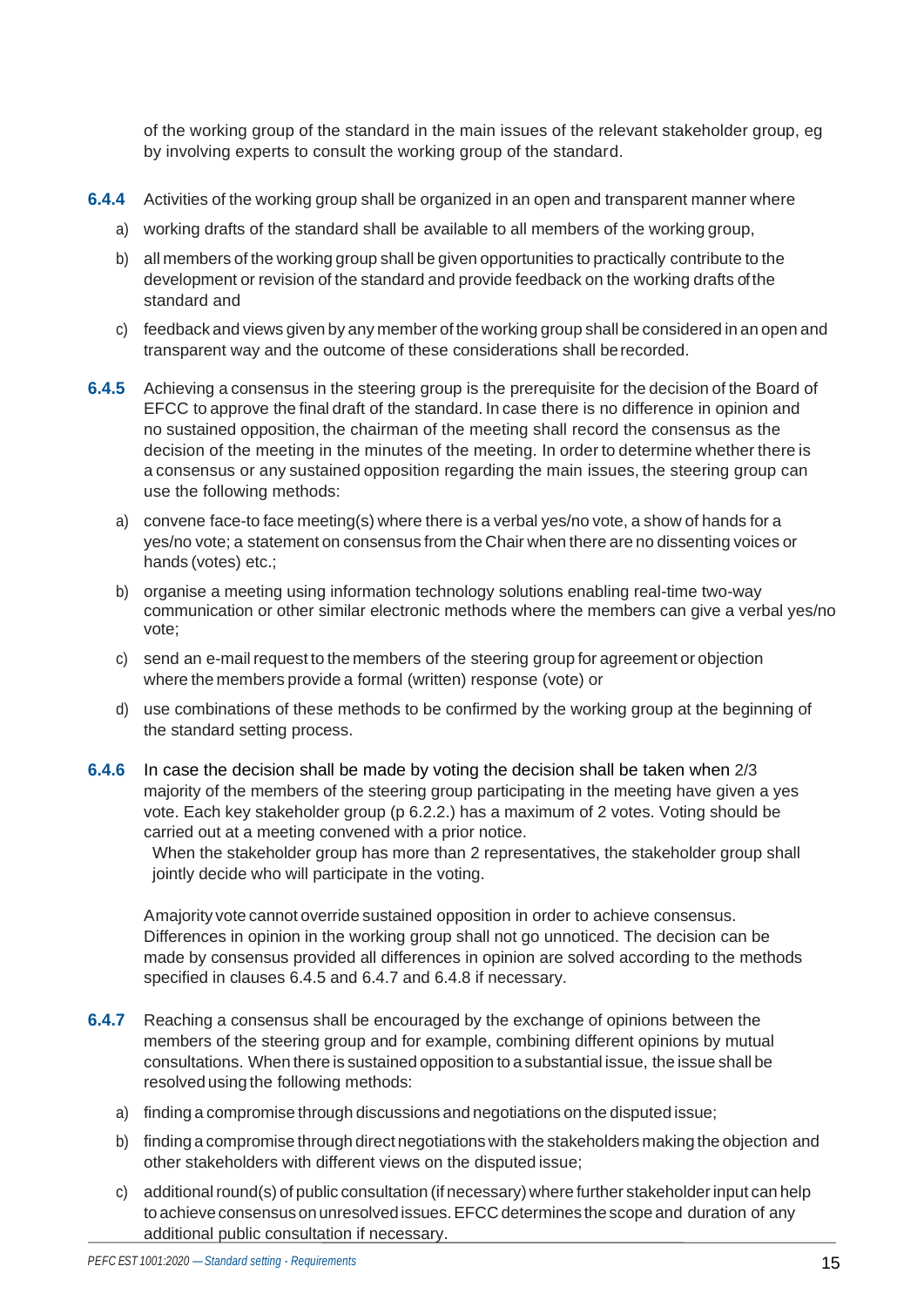of the working group of the standard in the main issues of the relevant stakeholder group, eg by involving experts to consult the working group of the standard.

**6.4.4** Activities of the working group shall be organized in an open and transparent manner where

a) working drafts of the standard shall be available to all members of the working group,

b) all members of the working group shall be given opportunities to practically contribute to the development or revision of the standard and provide feedback on the working drafts of the standard and

c) feedback and views given by any member of the working group shall be considered in an open and transparent way and the outcome of these considerations shall be recorded.

**6.4.5** Achieving a consensus in the steering group is the prerequisite for the decision of the Board of EFCC to approve the final draft of the standard. In case there is no difference in opinion and no sustained opposition, the chairman of the meeting shall record the consensus as the decision of the meeting in the minutes of the meeting. In order to determine whether there is a consensus or any sustained opposition regarding the main issues, the steering group can use the following methods:

a) convene face-to face meeting(s) where there is a verbal yes/no vote, a show of hands for a yes/no vote; a statement on consensus from the Chair when there are no dissenting voices or hands (votes) etc.;

b) organise a meeting using information technology solutions enabling real-time two-way communication or other similar electronic methods where the members can give a verbal yes/no vote;

c) send an e-mail request to the members of the steering group for agreement or objection where the members provide a formal (written) response (vote) or

d) use combinations of these methods to be confirmed by the working group at the beginning of the standard setting process.

**6.4.6** In case the decision shall be made by voting the decision shall be taken when 2/3 majority of the members of the steering group participating in the meeting have given a yes vote. Each key stakeholder group (p 6.2.2.) has a maximum of 2 votes. Voting should be carried out at a meeting convened with a prior notice.
When the stakeholder group has more than 2 representatives, the stakeholder group shall jointly decide who will participate in the voting.

A majority vote cannot override sustained opposition in order to achieve consensus. Differences in opinion in the working group shall not go unnoticed. The decision can be made by consensus provided all differences in opinion are solved according to the methods specified in clauses 6.4.5 and 6.4.7 and 6.4.8 if necessary.

**6.4.7** Reaching a consensus shall be encouraged by the exchange of opinions between the members of the steering group and for example, combining different opinions by mutual consultations. When there is sustained opposition to a substantial issue, the issue shall be resolved using the following methods:

a) finding a compromise through discussions and negotiations on the disputed issue;

b) finding a compromise through direct negotiations with the stakeholders making the objection and other stakeholders with different views on the disputed issue;

c) additional round(s) of public consultation (if necessary) where further stakeholder input can help to achieve consensus on unresolved issues. EFCC determines the scope and duration of any additional public consultation if necessary.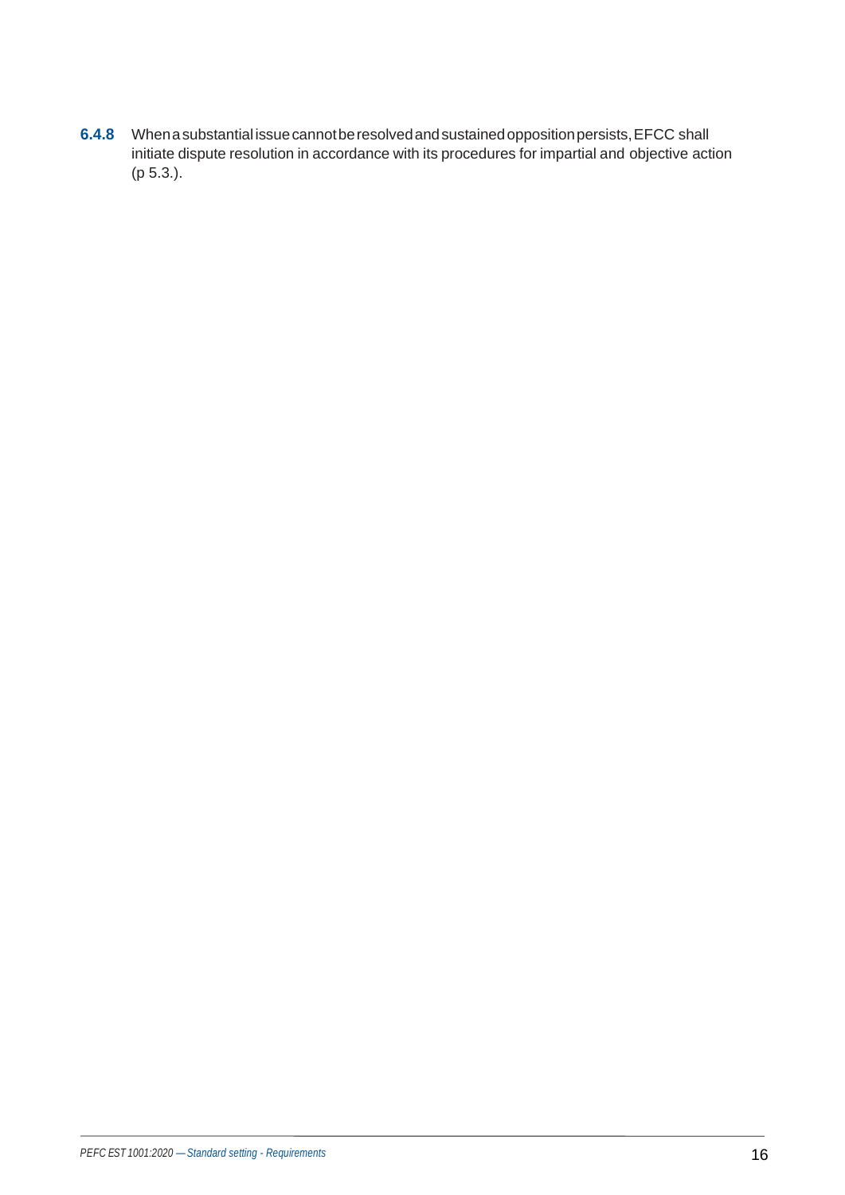**6.4.8** When a substantial issue cannot be resolved and sustained opposition persists, EFCC shall initiate dispute resolution in accordance with its procedures for impartial and objective action (p 5.3.).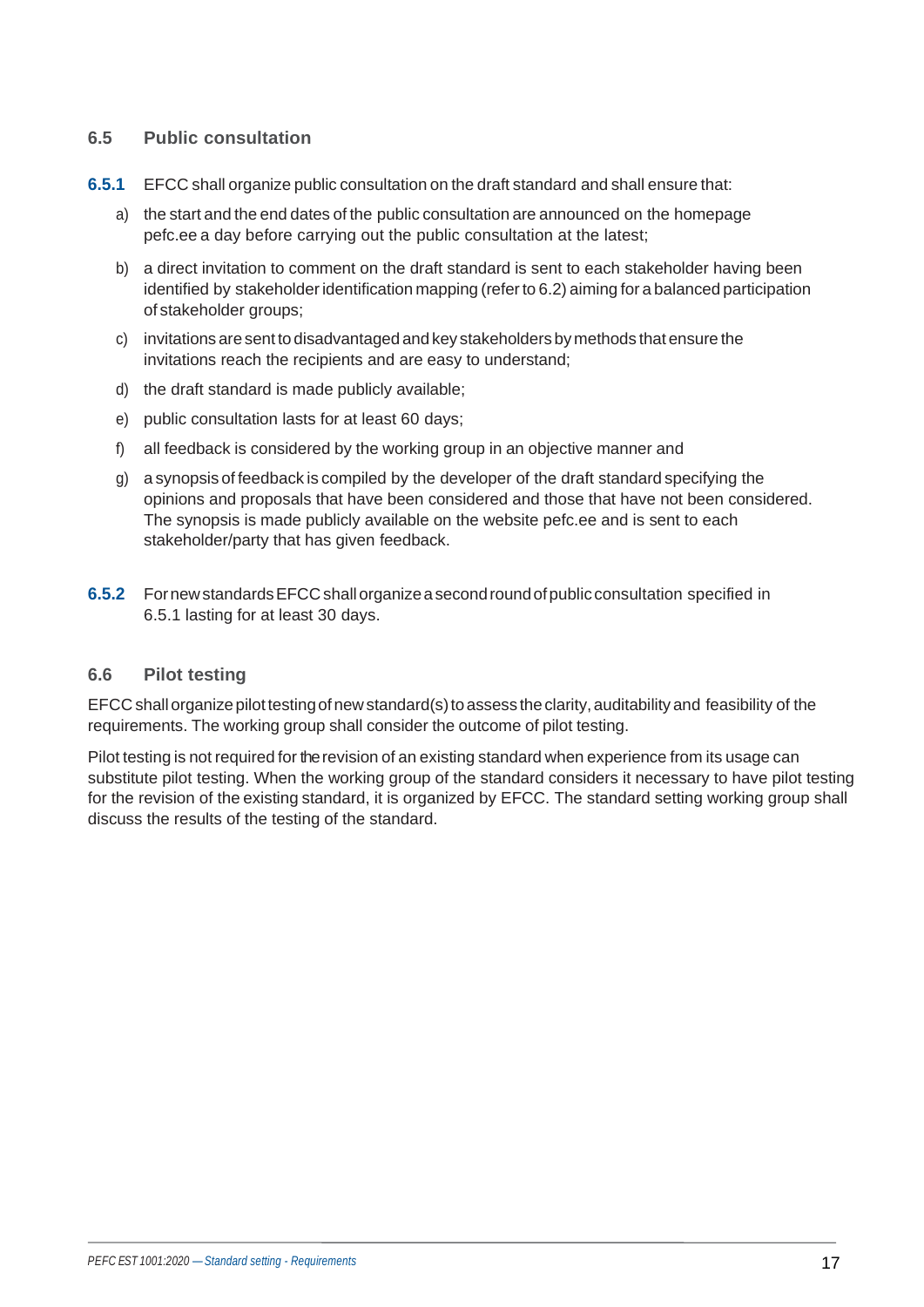## 6.5 Public consultation

**6.5.1** EFCC shall organize public consultation on the draft standard and shall ensure that:

a) the start and the end dates of the public consultation are announced on the homepage pefc.ee a day before carrying out the public consultation at the latest;

b) a direct invitation to comment on the draft standard is sent to each stakeholder having been identified by stakeholder identification mapping (refer to 6.2) aiming for a balanced participation of stakeholder groups;

c) invitations are sent to disadvantaged and key stakeholders by methods that ensure the invitations reach the recipients and are easy to understand;

d) the draft standard is made publicly available;

e) public consultation lasts for at least 60 days;

f) all feedback is considered by the working group in an objective manner and

g) a synopsis of feedback is compiled by the developer of the draft standard specifying the opinions and proposals that have been considered and those that have not been considered. The synopsis is made publicly available on the website pefc.ee and is sent to each stakeholder/party that has given feedback.

**6.5.2** For new standards EFCC shall organize a second round of public consultation specified in 6.5.1 lasting for at least 30 days.

## 6.6 Pilot testing

EFCC shall organize pilot testing of new standard(s) to assess the clarity, auditability and feasibility of the requirements. The working group shall consider the outcome of pilot testing.

Pilot testing is not required for the revision of an existing standard when experience from its usage can substitute pilot testing. When the working group of the standard considers it necessary to have pilot testing for the revision of the existing standard, it is organized by EFCC. The standard setting working group shall discuss the results of the testing of the standard.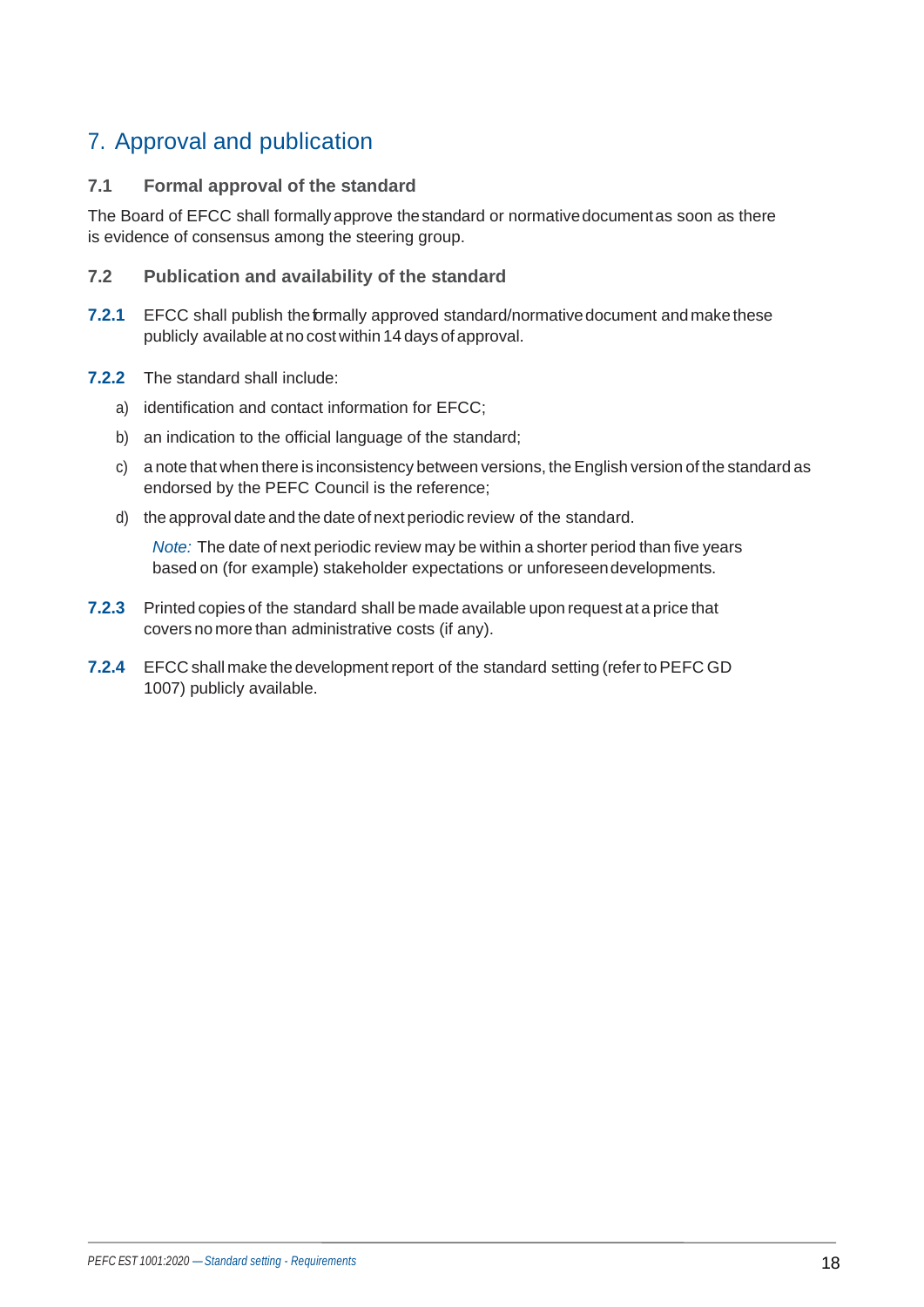# 7. Approval and publication

## 7.1 Formal approval of the standard

The Board of EFCC shall formally approve the standard or normative document as soon as there is evidence of consensus among the steering group.

## 7.2 Publication and availability of the standard

**7.2.1** EFCC shall publish the formally approved standard/normative document and make these publicly available at no cost within 14 days of approval.

**7.2.2** The standard shall include:

a) identification and contact information for EFCC;

b) an indication to the official language of the standard;

c) a note that when there is inconsistency between versions, the English version of the standard as endorsed by the PEFC Council is the reference;

d) the approval date and the date of next periodic review of the standard.

*Note:* The date of next periodic review may be within a shorter period than five years based on (for example) stakeholder expectations or unforeseen developments.

**7.2.3** Printed copies of the standard shall be made available upon request at a price that covers no more than administrative costs (if any).

**7.2.4** EFCC shall make the development report of the standard setting (refer to PEFC GD 1007) publicly available.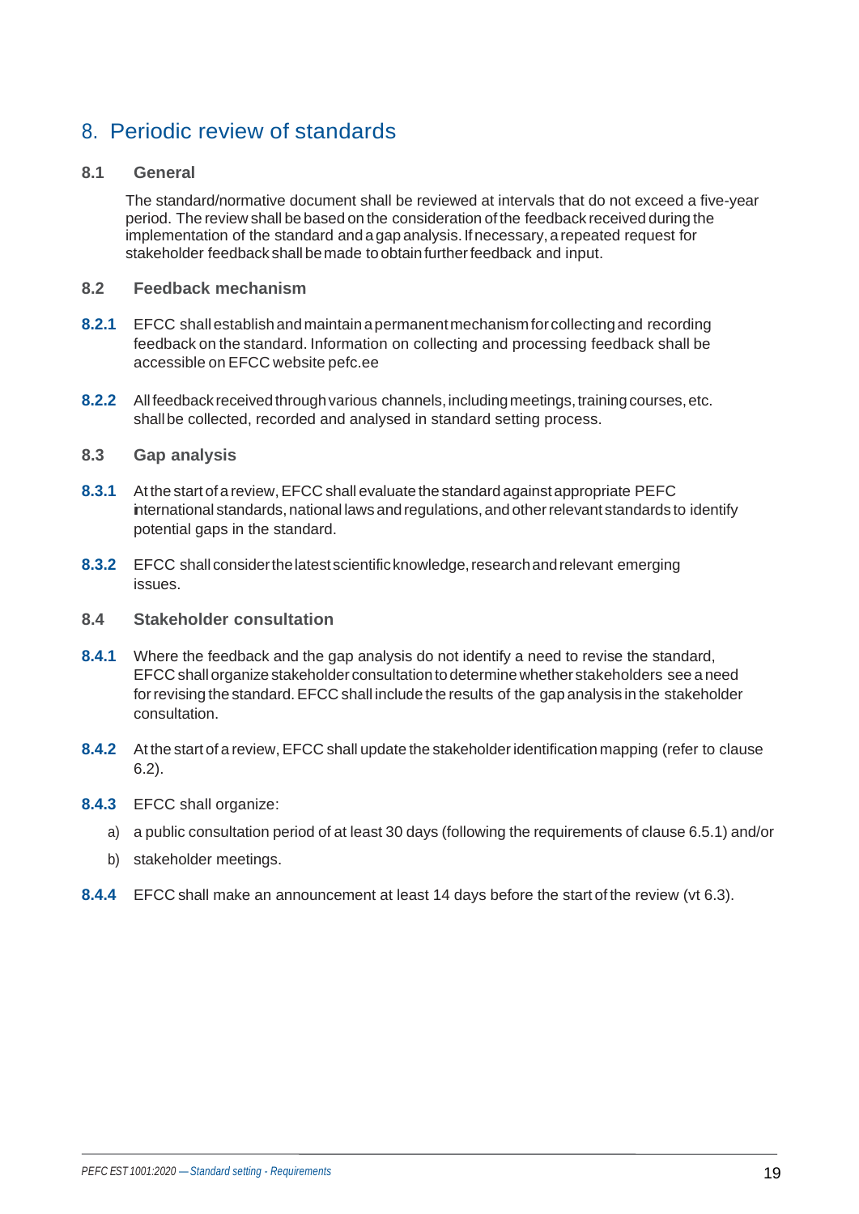# 8. Periodic review of standards

## 8.1 General

The standard/normative document shall be reviewed at intervals that do not exceed a five-year period. The review shall be based on the consideration of the feedback received during the implementation of the standard and a gap analysis. If necessary, a repeated request for stakeholder feedback shall be made to obtain further feedback and input.

## 8.2 Feedback mechanism

**8.2.1** EFCC shall establish and maintain a permanent mechanism for collecting and recording feedback on the standard. Information on collecting and processing feedback shall be accessible on EFCC website pefc.ee

**8.2.2** All feedback received through various channels, including meetings, training courses, etc. shall be collected, recorded and analysed in standard setting process.

## 8.3 Gap analysis

**8.3.1** At the start of a review, EFCC shall evaluate the standard against appropriate PEFC international standards, national laws and regulations, and other relevant standards to identify potential gaps in the standard.

**8.3.2** EFCC shall consider the latest scientific knowledge, research and relevant emerging issues.

## 8.4 Stakeholder consultation

**8.4.1** Where the feedback and the gap analysis do not identify a need to revise the standard, EFCC shall organize stakeholder consultation to determine whether stakeholders see a need for revising the standard. EFCC shall include the results of the gap analysis in the stakeholder consultation.

**8.4.2** At the start of a review, EFCC shall update the stakeholder identification mapping (refer to clause 6.2).

**8.4.3** EFCC shall organize:

a) a public consultation period of at least 30 days (following the requirements of clause 6.5.1) and/or

b) stakeholder meetings.

**8.4.4** EFCC shall make an announcement at least 14 days before the start of the review (vt 6.3).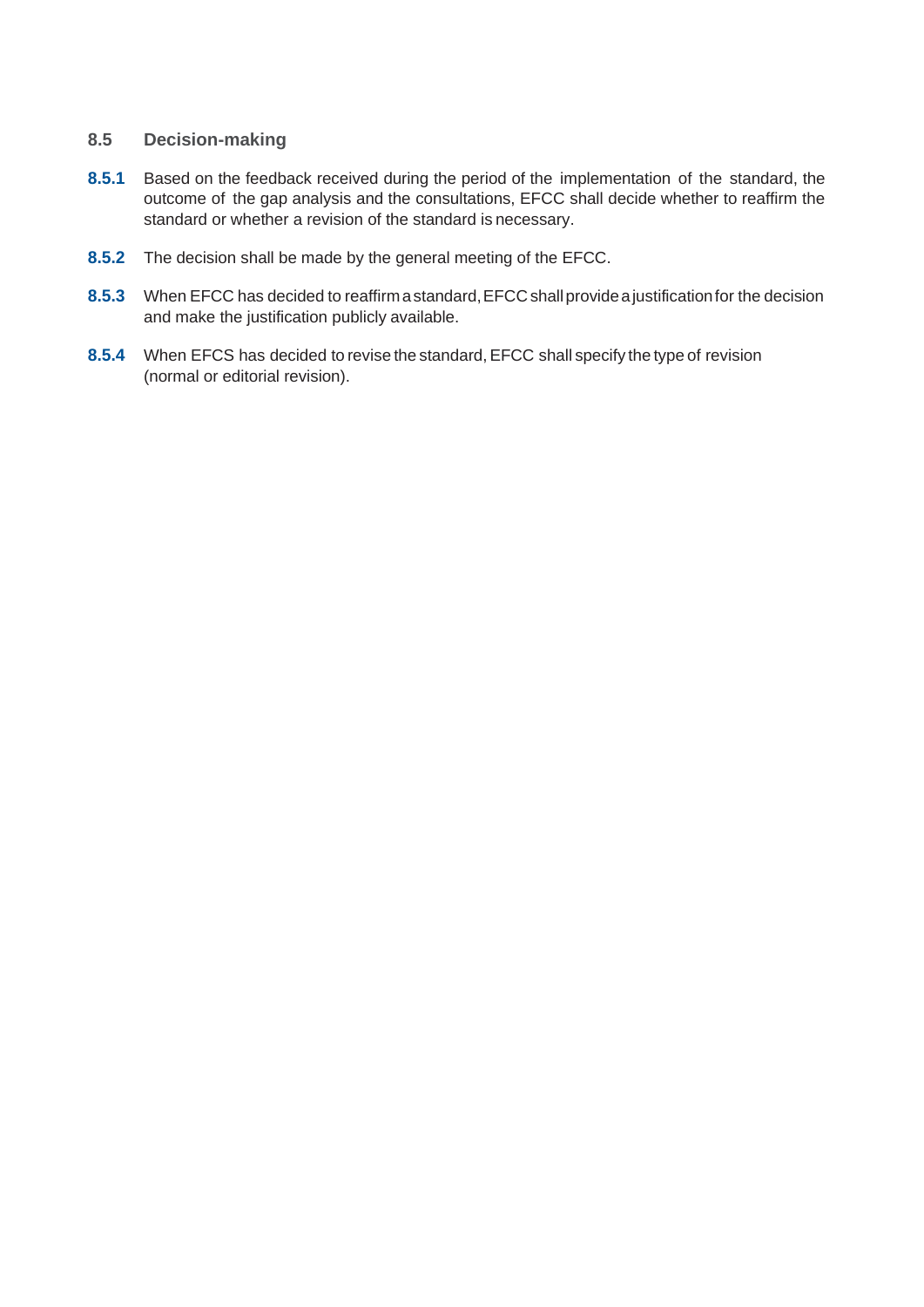### 8.5 Decision-making

**8.5.1** Based on the feedback received during the period of the implementation of the standard, the outcome of the gap analysis and the consultations, EFCC shall decide whether to reaffirm the standard or whether a revision of the standard is necessary.

**8.5.2** The decision shall be made by the general meeting of the EFCC.

**8.5.3** When EFCC has decided to reaffirm a standard, EFCC shall provide a justification for the decision and make the justification publicly available.

**8.5.4** When EFCS has decided to revise the standard, EFCC shall specify the type of revision (normal or editorial revision).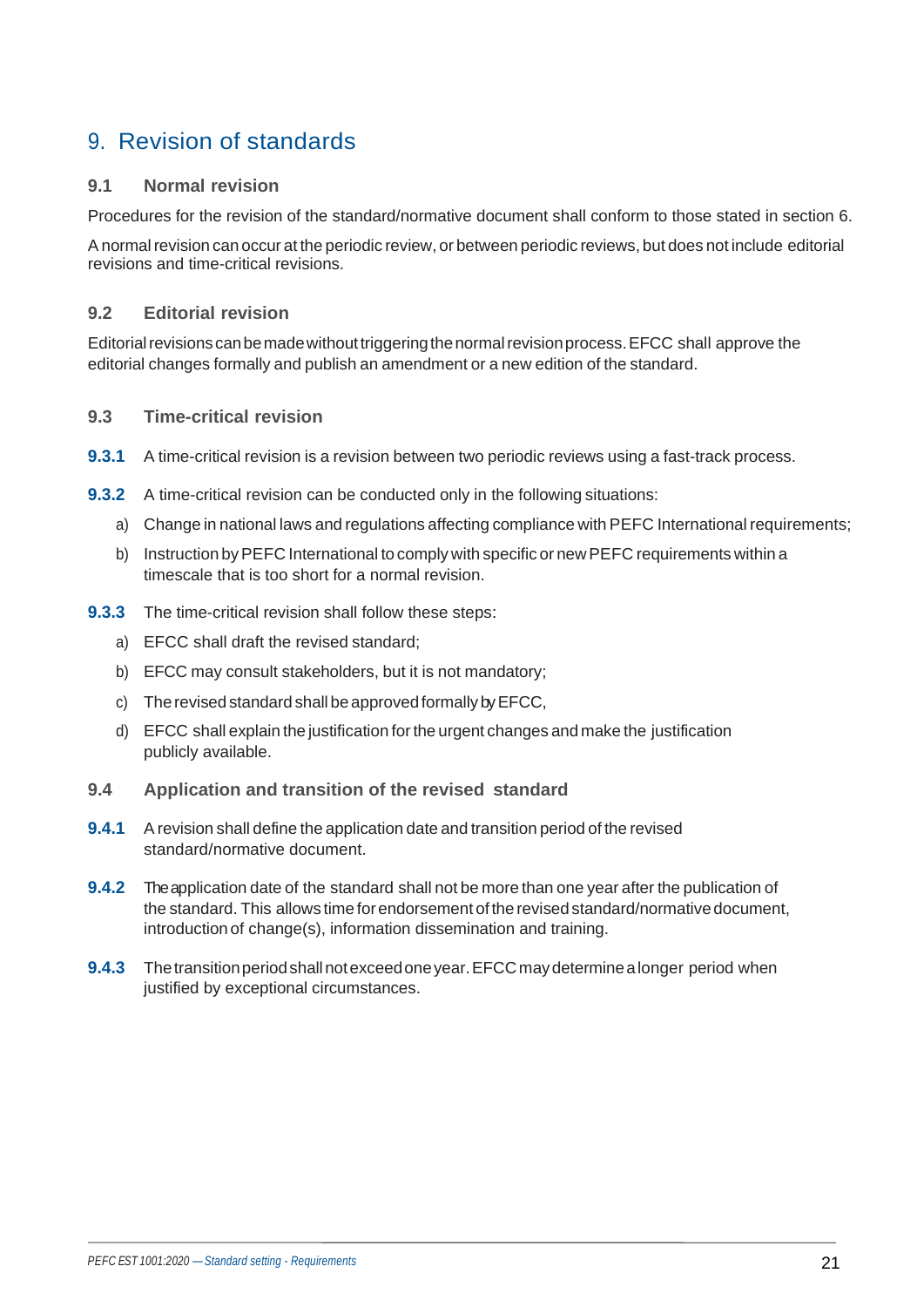# 9. Revision of standards

## 9.1 Normal revision

Procedures for the revision of the standard/normative document shall conform to those stated in section 6.

A normal revision can occur at the periodic review, or between periodic reviews, but does not include editorial revisions and time-critical revisions.

## 9.2 Editorial revision

Editorial revisions can be made without triggering the normal revision process. EFCC shall approve the editorial changes formally and publish an amendment or a new edition of the standard.

## 9.3 Time-critical revision

**9.3.1** A time-critical revision is a revision between two periodic reviews using a fast-track process.

**9.3.2** A time-critical revision can be conducted only in the following situations:

a) Change in national laws and regulations affecting compliance with PEFC International requirements;

b) Instruction by PEFC International to comply with specific or new PEFC requirements within a timescale that is too short for a normal revision.

**9.3.3** The time-critical revision shall follow these steps:

a) EFCC shall draft the revised standard;

b) EFCC may consult stakeholders, but it is not mandatory;

c) The revised standard shall be approved formally by EFCC,

d) EFCC shall explain the justification for the urgent changes and make the justification publicly available.

## 9.4 Application and transition of the revised standard

**9.4.1** A revision shall define the application date and transition period of the revised standard/normative document.

**9.4.2** The application date of the standard shall not be more than one year after the publication of the standard. This allows time for endorsement of the revised standard/normative document, introduction of change(s), information dissemination and training.

**9.4.3** The transition period shall not exceed one year. EFCC may determine a longer period when justified by exceptional circumstances.